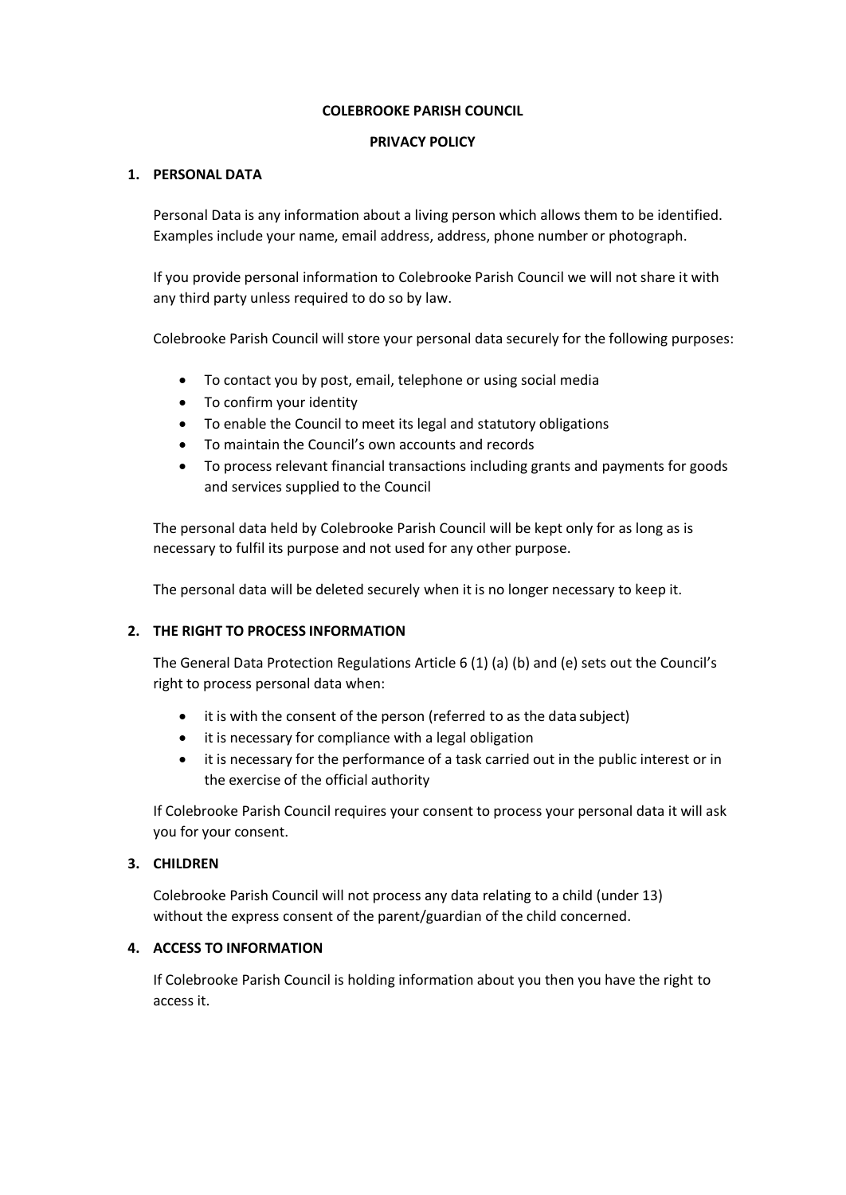**COLEBROOKE PARISH COUNCIL**

**PRIVACY POLICY**

## 1. PERSONAL DATA

Personal Data is any information about a living person which allows them to be identified. Examples include your name, email address, address, phone number or photograph.

If you provide personal information to Colebrooke Parish Council we will not share it with any third party unless required to do so by law.

Colebrooke Parish Council will store your personal data securely for the following purposes:

- To contact you by post, email, telephone or using social media
- To confirm your identity
- To enable the Council to meet its legal and statutory obligations
- To maintain the Council's own accounts and records
- To process relevant financial transactions including grants and payments for goods and services supplied to the Council

The personal data held by Colebrooke Parish Council will be kept only for as long as is necessary to fulfil its purpose and not used for any other purpose.

The personal data will be deleted securely when it is no longer necessary to keep it.

## 2. THE RIGHT TO PROCESS INFORMATION

The General Data Protection Regulations Article 6 (1) (a) (b) and (e) sets out the Council's right to process personal data when:

- it is with the consent of the person (referred to as the data subject)
- it is necessary for compliance with a legal obligation
- it is necessary for the performance of a task carried out in the public interest or in the exercise of the official authority

If Colebrooke Parish Council requires your consent to process your personal data it will ask you for your consent.

## 3. CHILDREN

Colebrooke Parish Council will not process any data relating to a child (under 13) without the express consent of the parent/guardian of the child concerned.

## 4. ACCESS TO INFORMATION

If Colebrooke Parish Council is holding information about you then you have the right to access it.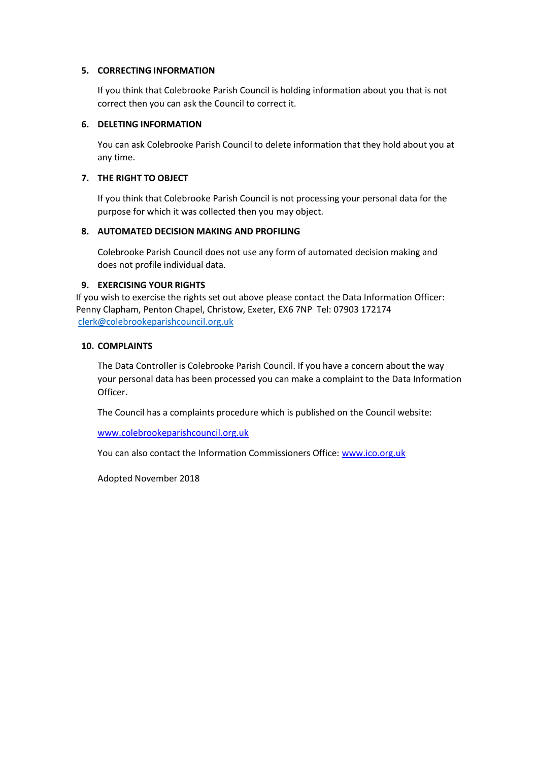## 5. CORRECTING INFORMATION

If you think that Colebrooke Parish Council is holding information about you that is not correct then you can ask the Council to correct it.

## 6. DELETING INFORMATION

You can ask Colebrooke Parish Council to delete information that they hold about you at any time.

## 7. THE RIGHT TO OBJECT

If you think that Colebrooke Parish Council is not processing your personal data for the purpose for which it was collected then you may object.

## 8. AUTOMATED DECISION MAKING AND PROFILING

Colebrooke Parish Council does not use any form of automated decision making and does not profile individual data.

## 9. EXERCISING YOUR RIGHTS

If you wish to exercise the rights set out above please contact the Data Information Officer:
Penny Clapham, Penton Chapel, Christow, Exeter, EX6 7NP Tel: 07903 172174
clerk@colebrookeparishcouncil.org.uk

## 10. COMPLAINTS

The Data Controller is Colebrooke Parish Council. If you have a concern about the way your personal data has been processed you can make a complaint to the Data Information Officer.

The Council has a complaints procedure which is published on the Council website:

www.colebrookeparishcouncil.org.uk

You can also contact the Information Commissioners Office: www.ico.org.uk

Adopted November 2018